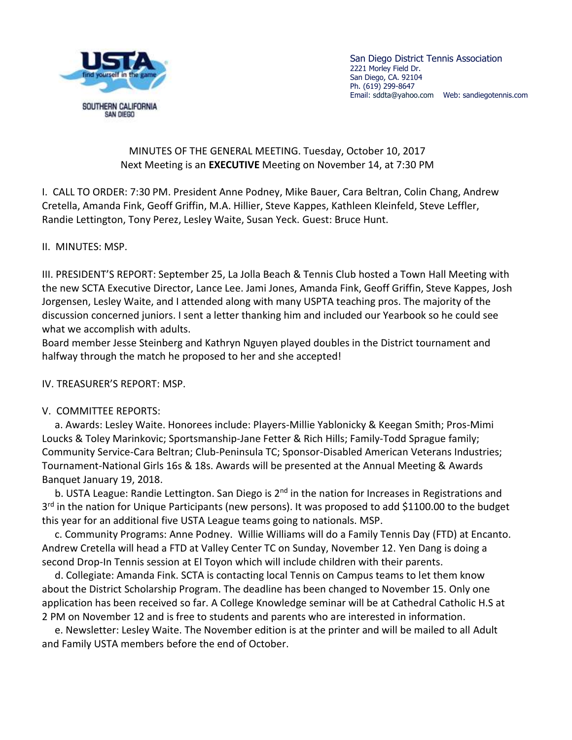San Diego District Tennis Association
2221 Morley Field Dr.
San Diego, CA. 92104
Ph. (619) 299-8647
Email: sddta@yahoo.com Web: sandiegotennis.com

MINUTES OF THE GENERAL MEETING. Tuesday, October 10, 2017
Next Meeting is an **EXECUTIVE** Meeting on November 14, at 7:30 PM

I. CALL TO ORDER: 7:30 PM. President Anne Podney, Mike Bauer, Cara Beltran, Colin Chang, Andrew Cretella, Amanda Fink, Geoff Griffin, M.A. Hillier, Steve Kappes, Kathleen Kleinfeld, Steve Leffler, Randie Lettington, Tony Perez, Lesley Waite, Susan Yeck. Guest: Bruce Hunt.

II. MINUTES: MSP.

III. PRESIDENT'S REPORT: September 25, La Jolla Beach & Tennis Club hosted a Town Hall Meeting with the new SCTA Executive Director, Lance Lee. Jami Jones, Amanda Fink, Geoff Griffin, Steve Kappes, Josh Jorgensen, Lesley Waite, and I attended along with many USPTA teaching pros. The majority of the discussion concerned juniors. I sent a letter thanking him and included our Yearbook so he could see what we accomplish with adults.
Board member Jesse Steinberg and Kathryn Nguyen played doubles in the District tournament and halfway through the match he proposed to her and she accepted!

IV. TREASURER'S REPORT: MSP.

V. COMMITTEE REPORTS:

a. Awards: Lesley Waite. Honorees include: Players-Millie Yablonicky & Keegan Smith; Pros-Mimi Loucks & Toley Marinkovic; Sportsmanship-Jane Fetter & Rich Hills; Family-Todd Sprague family; Community Service-Cara Beltran; Club-Peninsula TC; Sponsor-Disabled American Veterans Industries; Tournament-National Girls 16s & 18s. Awards will be presented at the Annual Meeting & Awards Banquet January 19, 2018.

b. USTA League: Randie Lettington. San Diego is 2nd in the nation for Increases in Registrations and 3rd in the nation for Unique Participants (new persons). It was proposed to add $1100.00 to the budget this year for an additional five USTA League teams going to nationals. MSP.

c. Community Programs: Anne Podney. Willie Williams will do a Family Tennis Day (FTD) at Encanto. Andrew Cretella will head a FTD at Valley Center TC on Sunday, November 12. Yen Dang is doing a second Drop-In Tennis session at El Toyon which will include children with their parents.

d. Collegiate: Amanda Fink. SCTA is contacting local Tennis on Campus teams to let them know about the District Scholarship Program. The deadline has been changed to November 15. Only one application has been received so far. A College Knowledge seminar will be at Cathedral Catholic H.S at 2 PM on November 12 and is free to students and parents who are interested in information.

e. Newsletter: Lesley Waite. The November edition is at the printer and will be mailed to all Adult and Family USTA members before the end of October.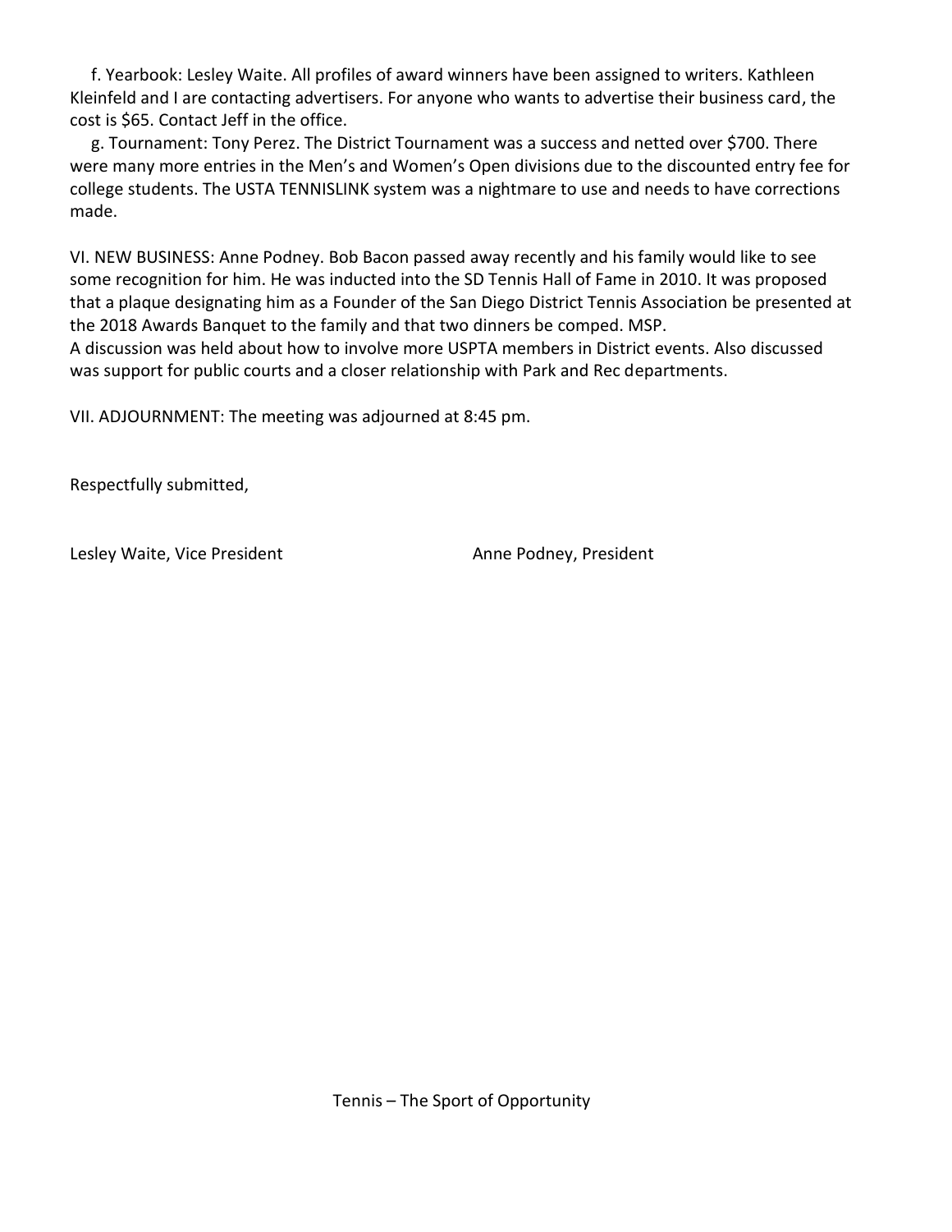f. Yearbook: Lesley Waite. All profiles of award winners have been assigned to writers. Kathleen Kleinfeld and I are contacting advertisers. For anyone who wants to advertise their business card, the cost is $65. Contact Jeff in the office.

g. Tournament: Tony Perez. The District Tournament was a success and netted over $700. There were many more entries in the Men's and Women's Open divisions due to the discounted entry fee for college students. The USTA TENNISLINK system was a nightmare to use and needs to have corrections made.

VI. NEW BUSINESS: Anne Podney. Bob Bacon passed away recently and his family would like to see some recognition for him. He was inducted into the SD Tennis Hall of Fame in 2010. It was proposed that a plaque designating him as a Founder of the San Diego District Tennis Association be presented at the 2018 Awards Banquet to the family and that two dinners be comped. MSP.

A discussion was held about how to involve more USPTA members in District events. Also discussed was support for public courts and a closer relationship with Park and Rec departments.

VII. ADJOURNMENT: The meeting was adjourned at 8:45 pm.

Respectfully submitted,

Lesley Waite, Vice President

Anne Podney, President

Tennis – The Sport of Opportunity